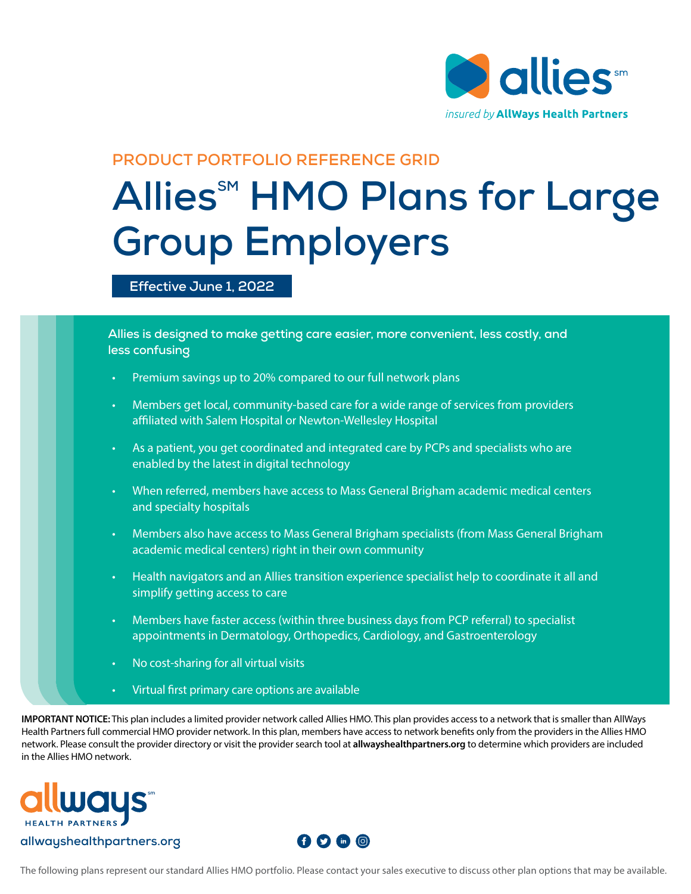allies[sm]

*insured by* **AllWays Health Partners**

PRODUCT PORTFOLIO REFERENCE GRID

# Allies[SM] HMO Plans for Large Group Employers

**Effective June 1, 2022**

## Allies is designed to make getting care easier, more convenient, less costly, and less confusing

- Premium savings up to 20% compared to our full network plans
- Members get local, community-based care for a wide range of services from providers affiliated with Salem Hospital or Newton-Wellesley Hospital
- As a patient, you get coordinated and integrated care by PCPs and specialists who are enabled by the latest in digital technology
- When referred, members have access to Mass General Brigham academic medical centers and specialty hospitals
- Members also have access to Mass General Brigham specialists (from Mass General Brigham academic medical centers) right in their own community
- Health navigators and an Allies transition experience specialist help to coordinate it all and simplify getting access to care
- Members have faster access (within three business days from PCP referral) to specialist appointments in Dermatology, Orthopedics, Cardiology, and Gastroenterology
- No cost-sharing for all virtual visits
- Virtual first primary care options are available

**IMPORTANT NOTICE:** This plan includes a limited provider network called Allies HMO. This plan provides access to a network that is smaller than AllWays Health Partners full commercial HMO provider network. In this plan, members have access to network benefits only from the providers in the Allies HMO network. Please consult the provider directory or visit the provider search tool at **allwayshealthpartners.org** to determine which providers are included in the Allies HMO network.

allways[sm] HEALTH PARTNERS

allwayshealthpartners.org

The following plans represent our standard Allies HMO portfolio. Please contact your sales executive to discuss other plan options that may be available.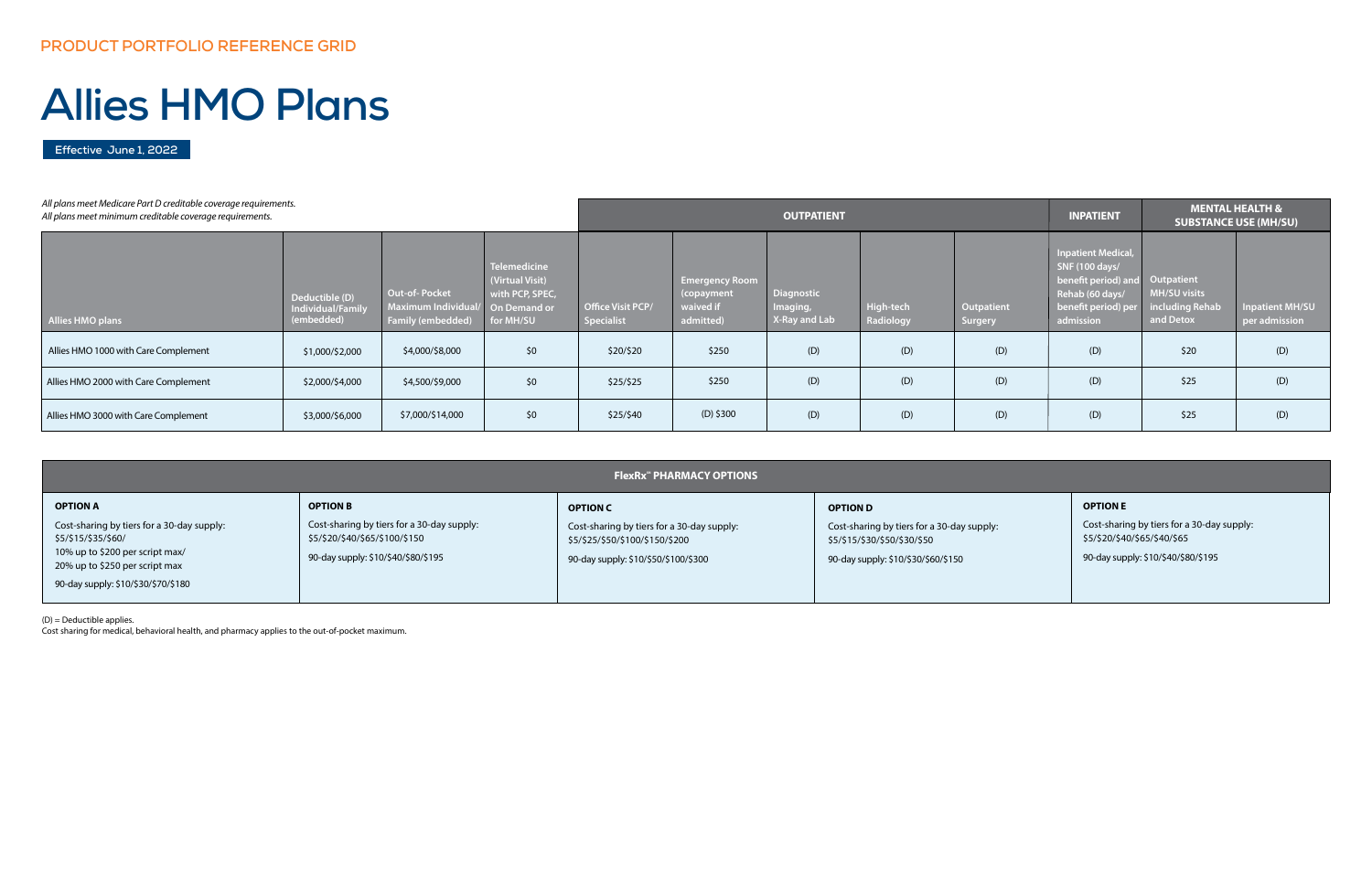PRODUCT PORTFOLIO REFERENCE GRID

# Allies HMO Plans

**Effective June 1, 2022**

*All plans meet Medicare Part D creditable coverage requirements.*
*All plans meet minimum creditable coverage requirements.*

| | | | | OUTPATIENT | | | | | INPATIENT | MENTAL HEALTH & SUBSTANCE USE (MH/SU) | |
|---|---|---|---|---|---|---|---|---|---|---|---|
| Allies HMO plans | Deductible (D) Individual/Family (embedded) | Out-of- Pocket Maximum Individual/ Family (embedded) | Telemedicine (Virtual Visit) with PCP, SPEC, On Demand or for MH/SU | Office Visit PCP/ Specialist | Emergency Room (copayment waived if admitted) | Diagnostic Imaging, X-Ray and Lab | High-tech Radiology | Outpatient Surgery | Inpatient Medical, SNF (100 days/ benefit period) and Rehab (60 days/ benefit period) per admission | Outpatient MH/SU visits including Rehab and Detox | Inpatient MH/SU per admission |
| Allies HMO 1000 with Care Complement | $1,000/$2,000 | $4,000/$8,000 | $0 | $20/$20 | $250 | (D) | (D) | (D) | (D) | $20 | (D) |
| Allies HMO 2000 with Care Complement | $2,000/$4,000 | $4,500/$9,000 | $0 | $25/$25 | $250 | (D) | (D) | (D) | (D) | $25 | (D) |
| Allies HMO 3000 with Care Complement | $3,000/$6,000 | $7,000/$14,000 | $0 | $25/$40 | (D) $300 | (D) | (D) | (D) | (D) | $25 | (D) |

| FlexRx℠ PHARMACY OPTIONS | | | | |
|---|---|---|---|---|
| **OPTION A** | **OPTION B** | **OPTION C** | **OPTION D** | **OPTION E** |
| Cost-sharing by tiers for a 30-day supply: $5/$15/$35/$60/ 10% up to $200 per script max/ 20% up to $250 per script max<br>90-day supply: $10/$30/$70/$180 | Cost-sharing by tiers for a 30-day supply: $5/$20/$40/$65/$100/$150<br>90-day supply: $10/$40/$80/$195 | Cost-sharing by tiers for a 30-day supply: $5/$25/$50/$100/$150/$200<br>90-day supply: $10/$50/$100/$300 | Cost-sharing by tiers for a 30-day supply: $5/$15/$30/$50/$30/$50<br>90-day supply: $10/$30/$60/$150 | Cost-sharing by tiers for a 30-day supply: $5/$20/$40/$65/$40/$65<br>90-day supply: $10/$40/$80/$195 |

(D) = Deductible applies.
Cost sharing for medical, behavioral health, and pharmacy applies to the out-of-pocket maximum.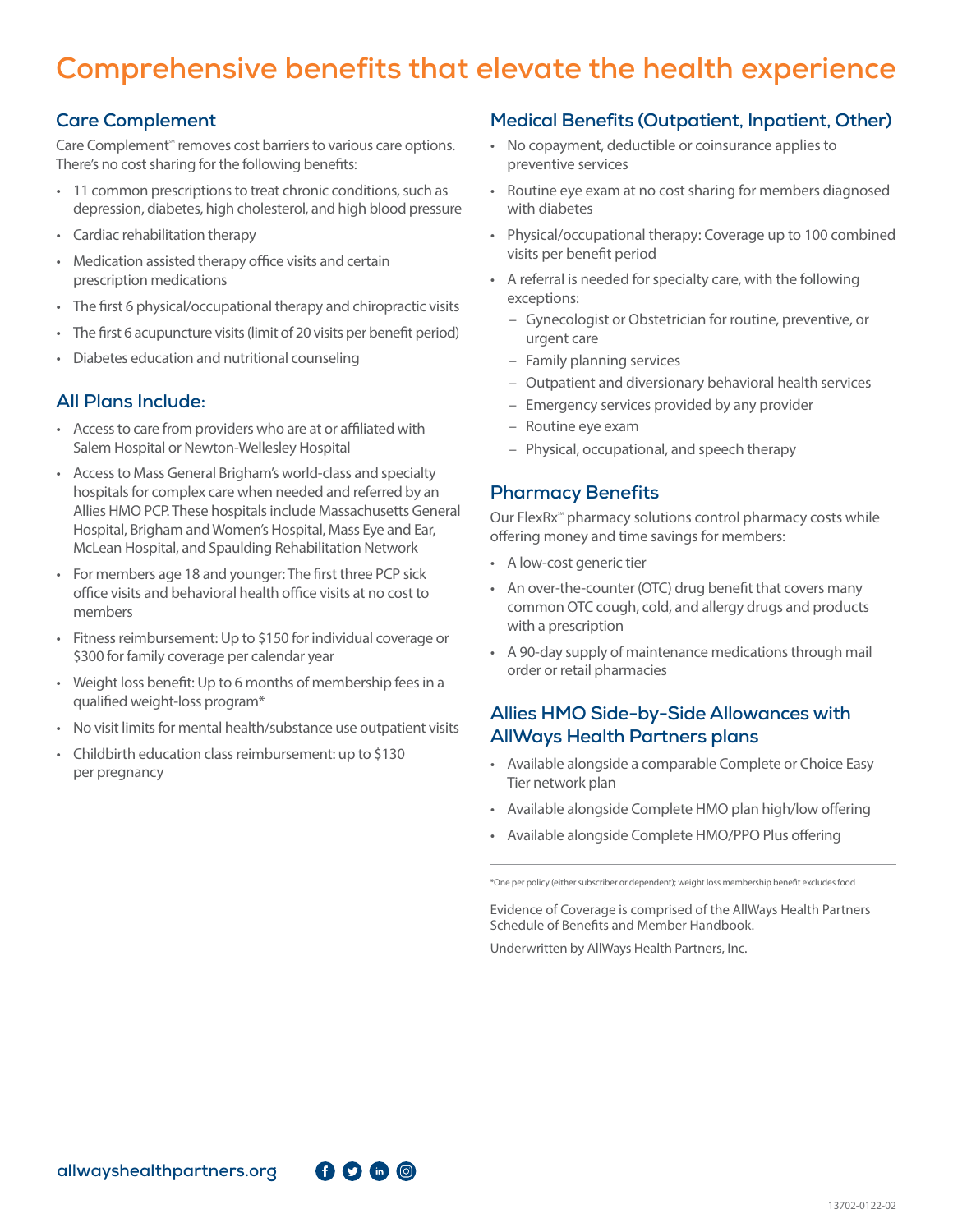# Comprehensive benefits that elevate the health experience

## Care Complement

Care Complement℠ removes cost barriers to various care options. There's no cost sharing for the following benefits:

- 11 common prescriptions to treat chronic conditions, such as depression, diabetes, high cholesterol, and high blood pressure
- Cardiac rehabilitation therapy
- Medication assisted therapy office visits and certain prescription medications
- The first 6 physical/occupational therapy and chiropractic visits
- The first 6 acupuncture visits (limit of 20 visits per benefit period)
- Diabetes education and nutritional counseling

## All Plans Include:

- Access to care from providers who are at or affiliated with Salem Hospital or Newton-Wellesley Hospital
- Access to Mass General Brigham's world-class and specialty hospitals for complex care when needed and referred by an Allies HMO PCP. These hospitals include Massachusetts General Hospital, Brigham and Women's Hospital, Mass Eye and Ear, McLean Hospital, and Spaulding Rehabilitation Network
- For members age 18 and younger: The first three PCP sick office visits and behavioral health office visits at no cost to members
- Fitness reimbursement: Up to $150 for individual coverage or $300 for family coverage per calendar year
- Weight loss benefit: Up to 6 months of membership fees in a qualified weight-loss program*
- No visit limits for mental health/substance use outpatient visits
- Childbirth education class reimbursement: up to $130 per pregnancy

## Medical Benefits (Outpatient, Inpatient, Other)

- No copayment, deductible or coinsurance applies to preventive services
- Routine eye exam at no cost sharing for members diagnosed with diabetes
- Physical/occupational therapy: Coverage up to 100 combined visits per benefit period
- A referral is needed for specialty care, with the following exceptions:
  - Gynecologist or Obstetrician for routine, preventive, or urgent care
  - Family planning services
  - Outpatient and diversionary behavioral health services
  - Emergency services provided by any provider
  - Routine eye exam
  - Physical, occupational, and speech therapy

## Pharmacy Benefits

Our FlexRx℠ pharmacy solutions control pharmacy costs while offering money and time savings for members:

- A low-cost generic tier
- An over-the-counter (OTC) drug benefit that covers many common OTC cough, cold, and allergy drugs and products with a prescription
- A 90-day supply of maintenance medications through mail order or retail pharmacies

## Allies HMO Side-by-Side Allowances with AllWays Health Partners plans

- Available alongside a comparable Complete or Choice Easy Tier network plan
- Available alongside Complete HMO plan high/low offering
- Available alongside Complete HMO/PPO Plus offering

*One per policy (either subscriber or dependent); weight loss membership benefit excludes food

Evidence of Coverage is comprised of the AllWays Health Partners Schedule of Benefits and Member Handbook.

Underwritten by AllWays Health Partners, Inc.

allwayshealthpartners.org

13702-0122-02